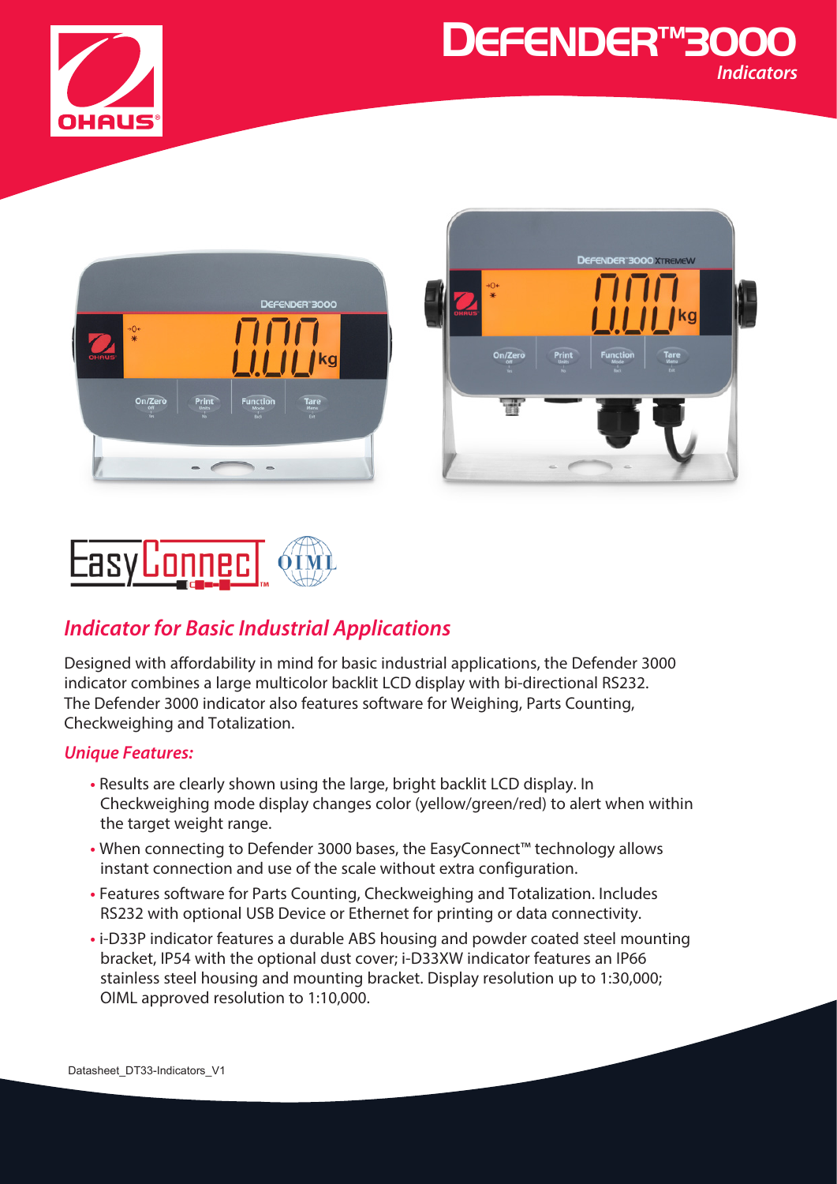# DEFENDER™3000

*Indicators*

## *Indicator for Basic Industrial Applications*

Designed with affordability in mind for basic industrial applications, the Defender 3000 indicator combines a large multicolor backlit LCD display with bi-directional RS232. The Defender 3000 indicator also features software for Weighing, Parts Counting, Checkweighing and Totalization.

### *Unique Features:*

- Results are clearly shown using the large, bright backlit LCD display. In Checkweighing mode display changes color (yellow/green/red) to alert when within the target weight range.
- When connecting to Defender 3000 bases, the EasyConnect™ technology allows instant connection and use of the scale without extra configuration.
- Features software for Parts Counting, Checkweighing and Totalization. Includes RS232 with optional USB Device or Ethernet for printing or data connectivity.
- i-D33P indicator features a durable ABS housing and powder coated steel mounting bracket, IP54 with the optional dust cover; i-D33XW indicator features an IP66 stainless steel housing and mounting bracket. Display resolution up to 1:30,000; OIML approved resolution to 1:10,000.

Datasheet_DT33-Indicators_V1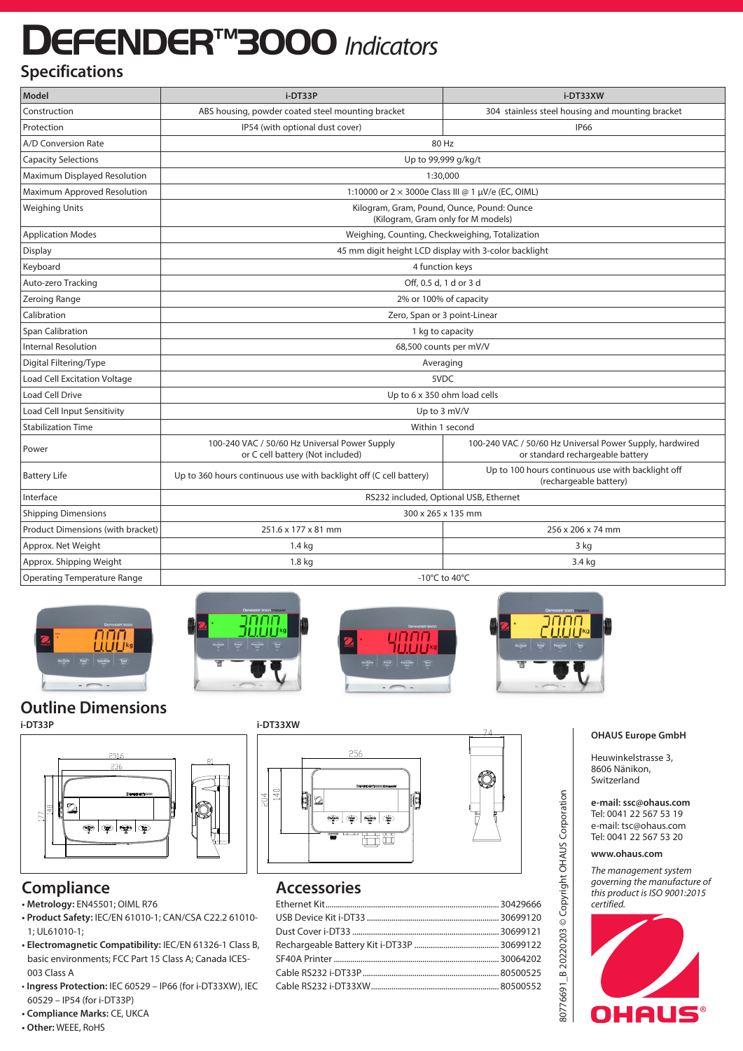# DEFENDER™3000 *Indicators*

## Specifications

| Model | i-DT33P | i-DT33XW |
|---|---|---|
| Construction | ABS housing, powder coated steel mounting bracket | 304 stainless steel housing and mounting bracket |
| Protection | IP54 (with optional dust cover) | IP66 |
| A/D Conversion Rate | 80 Hz | |
| Capacity Selections | Up to 99,999 g/kg/t | |
| Maximum Displayed Resolution | 1:30,000 | |
| Maximum Approved Resolution | 1:10000 or 2 × 3000e Class III @ 1 µV/e (EC, OIML) | |
| Weighing Units | Kilogram, Gram, Pound, Ounce, Pound: Ounce (Kilogram, Gram only for M models) | |
| Application Modes | Weighing, Counting, Checkweighing, Totalization | |
| Display | 45 mm digit height LCD display with 3-color backlight | |
| Keyboard | 4 function keys | |
| Auto-zero Tracking | Off, 0.5 d, 1 d or 3 d | |
| Zeroing Range | 2% or 100% of capacity | |
| Calibration | Zero, Span or 3 point-Linear | |
| Span Calibration | 1 kg to capacity | |
| Internal Resolution | 68,500 counts per mV/V | |
| Digital Filtering/Type | Averaging | |
| Load Cell Excitation Voltage | 5VDC | |
| Load Cell Drive | Up to 6 x 350 ohm load cells | |
| Load Cell Input Sensitivity | Up to 3 mV/V | |
| Stabilization Time | Within 1 second | |
| Power | 100-240 VAC / 50/60 Hz Universal Power Supply or C cell battery (Not included) | 100-240 VAC / 50/60 Hz Universal Power Supply, hardwired or standard rechargeable battery |
| Battery Life | Up to 360 hours continuous use with backlight off (C cell battery) | Up to 100 hours continuous use with backlight off (rechargeable battery) |
| Interface | RS232 included, Optional USB, Ethernet | |
| Shipping Dimensions | 300 x 265 x 135 mm | |
| Product Dimensions (with bracket) | 251.6 x 177 x 81 mm | 256 x 206 x 74 mm |
| Approx. Net Weight | 1.4 kg | 3 kg |
| Approx. Shipping Weight | 1.8 kg | 3.4 kg |
| Operating Temperature Range | -10°C to 40°C | |

## Outline Dimensions

**i-DT33P**

251.6
236
81
177
148

**i-DT33XW**

256
74
204
140

## Compliance

- **Metrology:** EN45501; OIML R76
- **Product Safety:** IEC/EN 61010-1; CAN/CSA C22.2 61010-1; UL61010-1;
- **Electromagnetic Compatibility:** IEC/EN 61326-1 Class B, basic environments; FCC Part 15 Class A; Canada ICES-003 Class A
- **Ingress Protection:** IEC 60529 – IP66 (for i-DT33XW), IEC 60529 – IP54 (for i-DT33P)
- **Compliance Marks:** CE, UKCA
- **Other:** WEEE, RoHS

## Accessories

Ethernet Kit........................................30429666
USB Device Kit i-DT33.........................30699120
Dust Cover i-DT33...............................30699121
Rechargeable Battery Kit i-DT33P.........30699122
SF40A Printer......................................30064202
Cable RS232 i-DT33P...........................80500525
Cable RS232 i-DT33XW.........................80500552

80776691_B 20220203 © Copyright OHAUS Corporation

**OHAUS Europe GmbH**

Heuwinkelstrasse 3,
8606 Nänikon,
Switzerland

**e-mail: ssc@ohaus.com**
Tel: 0041 22 567 53 19
e-mail: tsc@ohaus.com
Tel: 0041 22 567 53 20

**www.ohaus.com**

*The management system governing the manufacture of this product is ISO 9001:2015 certified.*

OHAUS®